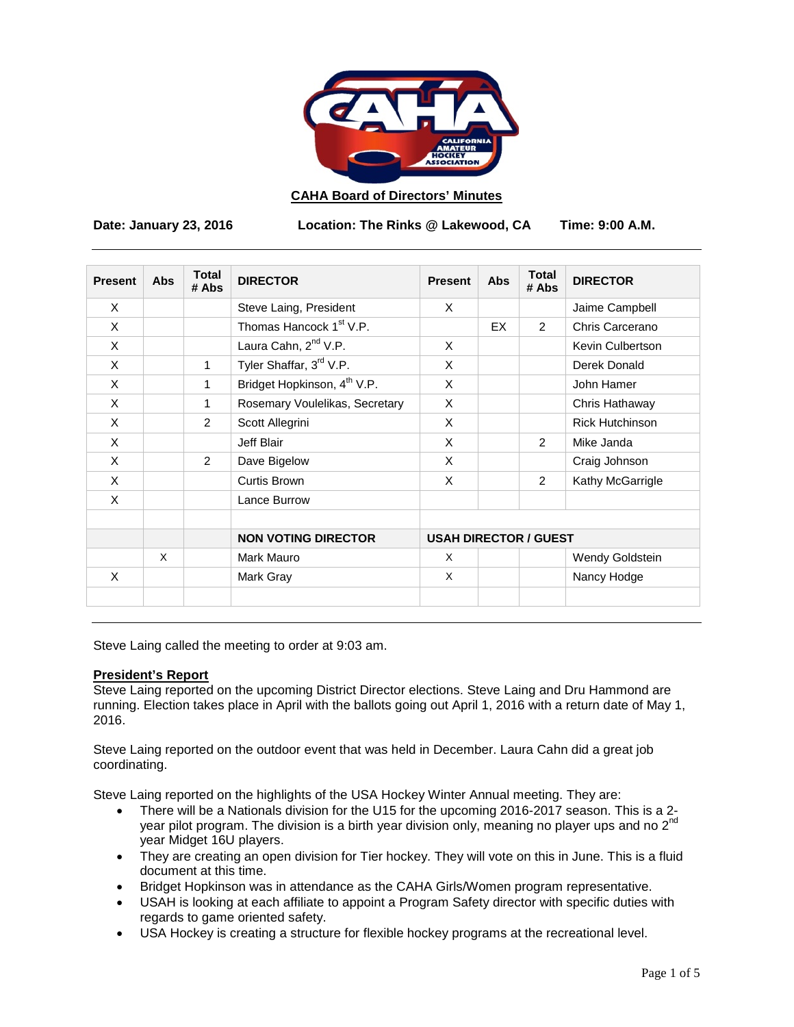## CAHA Board of Directors' Minutes

**Date: January 23, 2016** **Location: The Rinks @ Lakewood, CA** **Time: 9:00 A.M.**

| Present | Abs | Total # Abs | DIRECTOR | Present | Abs | Total # Abs | DIRECTOR |
|---|---|---|---|---|---|---|---|
| X | | | Steve Laing, President | X | | | Jaime Campbell |
| X | | | Thomas Hancock 1st V.P. | | EX | 2 | Chris Carcerano |
| X | | | Laura Cahn, 2nd V.P. | X | | | Kevin Culbertson |
| X | | 1 | Tyler Shaffar, 3rd V.P. | X | | | Derek Donald |
| X | | 1 | Bridget Hopkinson, 4th V.P. | X | | | John Hamer |
| X | | 1 | Rosemary Voulelikas, Secretary | X | | | Chris Hathaway |
| X | | 2 | Scott Allegrini | X | | | Rick Hutchinson |
| X | | | Jeff Blair | X | | 2 | Mike Janda |
| X | | 2 | Dave Bigelow | X | | | Craig Johnson |
| X | | | Curtis Brown | X | | 2 | Kathy McGarrigle |
| X | | | Lance Burrow | | | | |
| | | | | | | | |
| | | | **NON VOTING DIRECTOR** | **USAH DIRECTOR / GUEST** | | | |
| | X | | Mark Mauro | X | | | Wendy Goldstein |
| X | | | Mark Gray | X | | | Nancy Hodge |
| | | | | | | | |

Steve Laing called the meeting to order at 9:03 am.

**President's Report**

Steve Laing reported on the upcoming District Director elections. Steve Laing and Dru Hammond are running. Election takes place in April with the ballots going out April 1, 2016 with a return date of May 1, 2016.

Steve Laing reported on the outdoor event that was held in December. Laura Cahn did a great job coordinating.

Steve Laing reported on the highlights of the USA Hockey Winter Annual meeting. They are:

- There will be a Nationals division for the U15 for the upcoming 2016-2017 season. This is a 2-year pilot program. The division is a birth year division only, meaning no player ups and no 2nd year Midget 16U players.
- They are creating an open division for Tier hockey. They will vote on this in June. This is a fluid document at this time.
- Bridget Hopkinson was in attendance as the CAHA Girls/Women program representative.
- USAH is looking at each affiliate to appoint a Program Safety director with specific duties with regards to game oriented safety.
- USA Hockey is creating a structure for flexible hockey programs at the recreational level.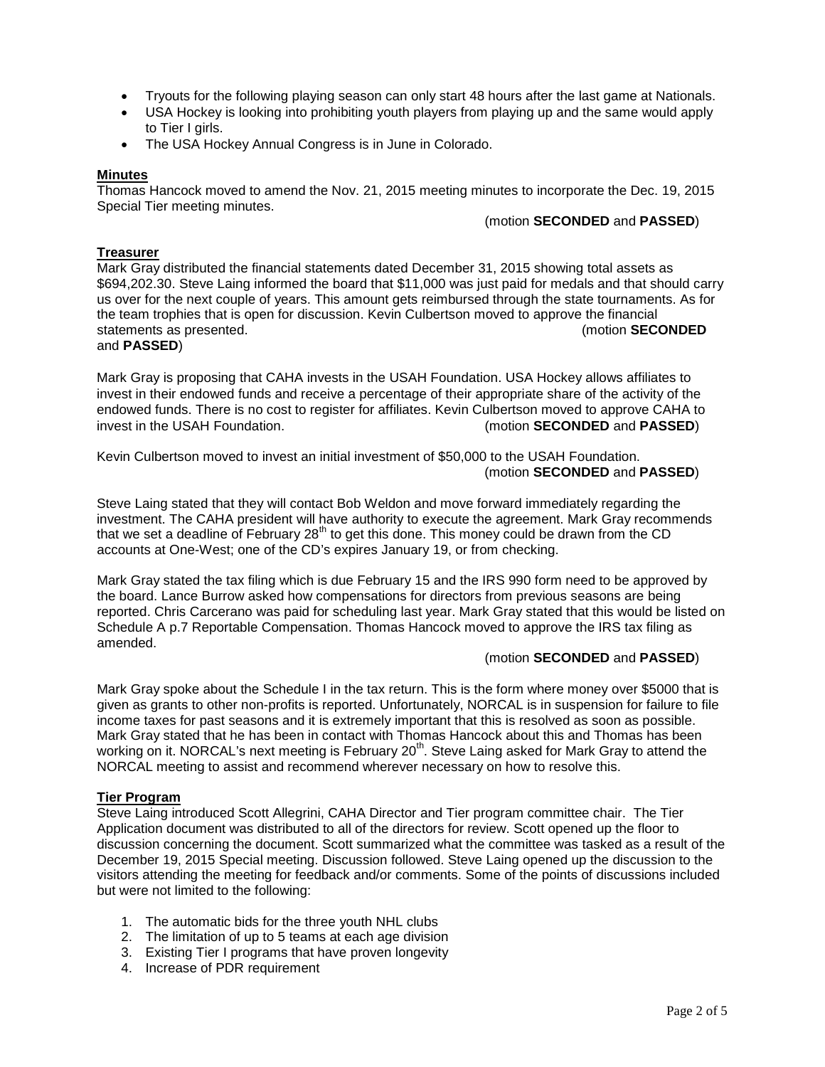- Tryouts for the following playing season can only start 48 hours after the last game at Nationals.
- USA Hockey is looking into prohibiting youth players from playing up and the same would apply to Tier I girls.
- The USA Hockey Annual Congress is in June in Colorado.

**Minutes**

Thomas Hancock moved to amend the Nov. 21, 2015 meeting minutes to incorporate the Dec. 19, 2015 Special Tier meeting minutes.

(motion **SECONDED** and **PASSED**)

**Treasurer**

Mark Gray distributed the financial statements dated December 31, 2015 showing total assets as $694,202.30. Steve Laing informed the board that $11,000 was just paid for medals and that should carry us over for the next couple of years. This amount gets reimbursed through the state tournaments. As for the team trophies that is open for discussion. Kevin Culbertson moved to approve the financial statements as presented. (motion **SECONDED** and **PASSED**)

Mark Gray is proposing that CAHA invests in the USAH Foundation. USA Hockey allows affiliates to invest in their endowed funds and receive a percentage of their appropriate share of the activity of the endowed funds. There is no cost to register for affiliates. Kevin Culbertson moved to approve CAHA to invest in the USAH Foundation. (motion **SECONDED** and **PASSED**)

Kevin Culbertson moved to invest an initial investment of $50,000 to the USAH Foundation.

(motion **SECONDED** and **PASSED**)

Steve Laing stated that they will contact Bob Weldon and move forward immediately regarding the investment. The CAHA president will have authority to execute the agreement. Mark Gray recommends that we set a deadline of February 28th to get this done. This money could be drawn from the CD accounts at One-West; one of the CD's expires January 19, or from checking.

Mark Gray stated the tax filing which is due February 15 and the IRS 990 form need to be approved by the board. Lance Burrow asked how compensations for directors from previous seasons are being reported. Chris Carcerano was paid for scheduling last year. Mark Gray stated that this would be listed on Schedule A p.7 Reportable Compensation. Thomas Hancock moved to approve the IRS tax filing as amended.

(motion **SECONDED** and **PASSED**)

Mark Gray spoke about the Schedule I in the tax return. This is the form where money over $5000 that is given as grants to other non-profits is reported. Unfortunately, NORCAL is in suspension for failure to file income taxes for past seasons and it is extremely important that this is resolved as soon as possible. Mark Gray stated that he has been in contact with Thomas Hancock about this and Thomas has been working on it. NORCAL's next meeting is February 20th. Steve Laing asked for Mark Gray to attend the NORCAL meeting to assist and recommend wherever necessary on how to resolve this.

**Tier Program**

Steve Laing introduced Scott Allegrini, CAHA Director and Tier program committee chair. The Tier Application document was distributed to all of the directors for review. Scott opened up the floor to discussion concerning the document. Scott summarized what the committee was tasked as a result of the December 19, 2015 Special meeting. Discussion followed. Steve Laing opened up the discussion to the visitors attending the meeting for feedback and/or comments. Some of the points of discussions included but were not limited to the following:

1. The automatic bids for the three youth NHL clubs
2. The limitation of up to 5 teams at each age division
3. Existing Tier I programs that have proven longevity
4. Increase of PDR requirement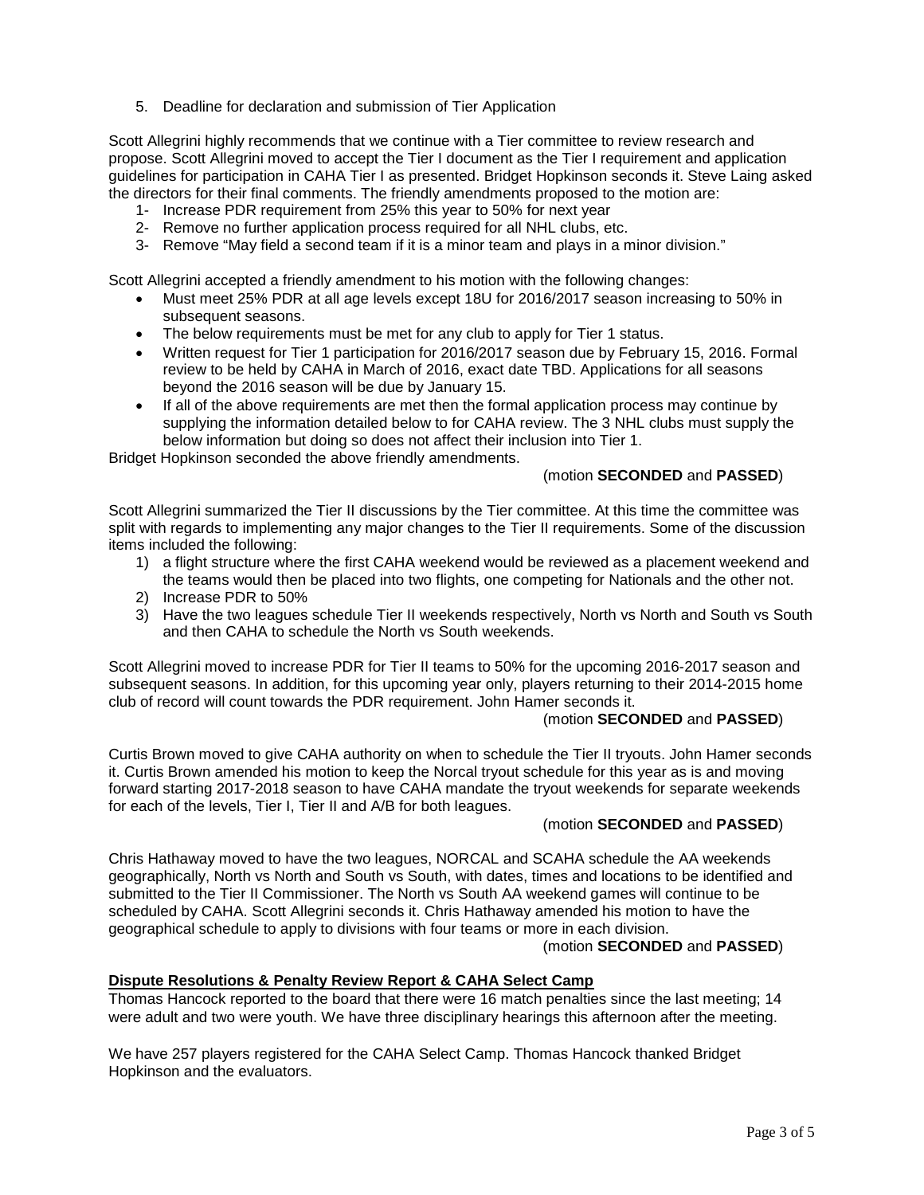5. Deadline for declaration and submission of Tier Application

Scott Allegrini highly recommends that we continue with a Tier committee to review research and propose. Scott Allegrini moved to accept the Tier I document as the Tier I requirement and application guidelines for participation in CAHA Tier I as presented. Bridget Hopkinson seconds it. Steve Laing asked the directors for their final comments. The friendly amendments proposed to the motion are:

1- Increase PDR requirement from 25% this year to 50% for next year
2- Remove no further application process required for all NHL clubs, etc.
3- Remove "May field a second team if it is a minor team and plays in a minor division."

Scott Allegrini accepted a friendly amendment to his motion with the following changes:

- Must meet 25% PDR at all age levels except 18U for 2016/2017 season increasing to 50% in subsequent seasons.
- The below requirements must be met for any club to apply for Tier 1 status.
- Written request for Tier 1 participation for 2016/2017 season due by February 15, 2016. Formal review to be held by CAHA in March of 2016, exact date TBD. Applications for all seasons beyond the 2016 season will be due by January 15.
- If all of the above requirements are met then the formal application process may continue by supplying the information detailed below to for CAHA review. The 3 NHL clubs must supply the below information but doing so does not affect their inclusion into Tier 1.

Bridget Hopkinson seconded the above friendly amendments.

(motion **SECONDED** and **PASSED**)

Scott Allegrini summarized the Tier II discussions by the Tier committee. At this time the committee was split with regards to implementing any major changes to the Tier II requirements. Some of the discussion items included the following:

1) a flight structure where the first CAHA weekend would be reviewed as a placement weekend and the teams would then be placed into two flights, one competing for Nationals and the other not.
2) Increase PDR to 50%
3) Have the two leagues schedule Tier II weekends respectively, North vs North and South vs South and then CAHA to schedule the North vs South weekends.

Scott Allegrini moved to increase PDR for Tier II teams to 50% for the upcoming 2016-2017 season and subsequent seasons. In addition, for this upcoming year only, players returning to their 2014-2015 home club of record will count towards the PDR requirement. John Hamer seconds it.

(motion **SECONDED** and **PASSED**)

Curtis Brown moved to give CAHA authority on when to schedule the Tier II tryouts. John Hamer seconds it. Curtis Brown amended his motion to keep the Norcal tryout schedule for this year as is and moving forward starting 2017-2018 season to have CAHA mandate the tryout weekends for separate weekends for each of the levels, Tier I, Tier II and A/B for both leagues.

(motion **SECONDED** and **PASSED**)

Chris Hathaway moved to have the two leagues, NORCAL and SCAHA schedule the AA weekends geographically, North vs North and South vs South, with dates, times and locations to be identified and submitted to the Tier II Commissioner. The North vs South AA weekend games will continue to be scheduled by CAHA. Scott Allegrini seconds it. Chris Hathaway amended his motion to have the geographical schedule to apply to divisions with four teams or more in each division.

(motion **SECONDED** and **PASSED**)

**Dispute Resolutions & Penalty Review Report & CAHA Select Camp**

Thomas Hancock reported to the board that there were 16 match penalties since the last meeting; 14 were adult and two were youth. We have three disciplinary hearings this afternoon after the meeting.

We have 257 players registered for the CAHA Select Camp. Thomas Hancock thanked Bridget Hopkinson and the evaluators.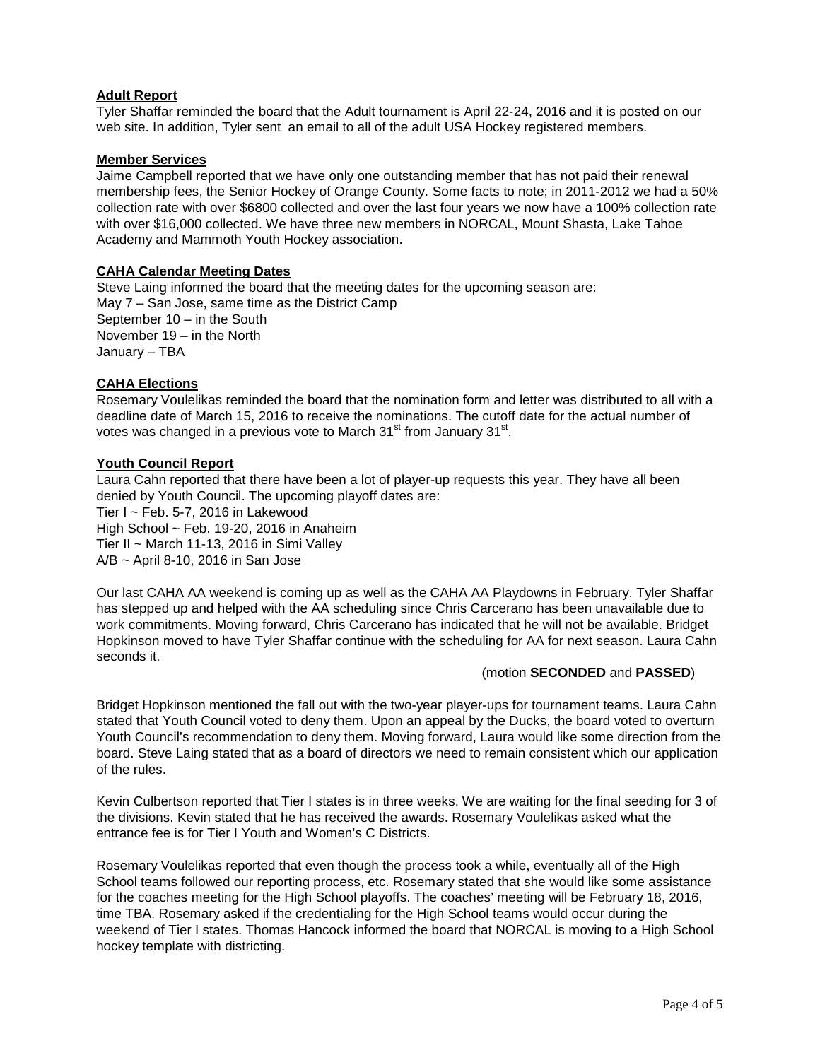**Adult Report**

Tyler Shaffar reminded the board that the Adult tournament is April 22-24, 2016 and it is posted on our web site. In addition, Tyler sent an email to all of the adult USA Hockey registered members.

**Member Services**

Jaime Campbell reported that we have only one outstanding member that has not paid their renewal membership fees, the Senior Hockey of Orange County. Some facts to note; in 2011-2012 we had a 50% collection rate with over $6800 collected and over the last four years we now have a 100% collection rate with over $16,000 collected. We have three new members in NORCAL, Mount Shasta, Lake Tahoe Academy and Mammoth Youth Hockey association.

**CAHA Calendar Meeting Dates**

Steve Laing informed the board that the meeting dates for the upcoming season are:
May 7 – San Jose, same time as the District Camp
September 10 – in the South
November 19 – in the North
January – TBA

**CAHA Elections**

Rosemary Voulelikas reminded the board that the nomination form and letter was distributed to all with a deadline date of March 15, 2016 to receive the nominations. The cutoff date for the actual number of votes was changed in a previous vote to March 31st from January 31st.

**Youth Council Report**

Laura Cahn reported that there have been a lot of player-up requests this year. They have all been denied by Youth Council. The upcoming playoff dates are:
Tier I ~ Feb. 5-7, 2016 in Lakewood
High School ~ Feb. 19-20, 2016 in Anaheim
Tier II ~ March 11-13, 2016 in Simi Valley
A/B ~ April 8-10, 2016 in San Jose

Our last CAHA AA weekend is coming up as well as the CAHA AA Playdowns in February. Tyler Shaffar has stepped up and helped with the AA scheduling since Chris Carcerano has been unavailable due to work commitments. Moving forward, Chris Carcerano has indicated that he will not be available. Bridget Hopkinson moved to have Tyler Shaffar continue with the scheduling for AA for next season. Laura Cahn seconds it.

(motion **SECONDED** and **PASSED**)

Bridget Hopkinson mentioned the fall out with the two-year player-ups for tournament teams. Laura Cahn stated that Youth Council voted to deny them. Upon an appeal by the Ducks, the board voted to overturn Youth Council's recommendation to deny them. Moving forward, Laura would like some direction from the board. Steve Laing stated that as a board of directors we need to remain consistent which our application of the rules.

Kevin Culbertson reported that Tier I states is in three weeks. We are waiting for the final seeding for 3 of the divisions. Kevin stated that he has received the awards. Rosemary Voulelikas asked what the entrance fee is for Tier I Youth and Women's C Districts.

Rosemary Voulelikas reported that even though the process took a while, eventually all of the High School teams followed our reporting process, etc. Rosemary stated that she would like some assistance for the coaches meeting for the High School playoffs. The coaches' meeting will be February 18, 2016, time TBA. Rosemary asked if the credentialing for the High School teams would occur during the weekend of Tier I states. Thomas Hancock informed the board that NORCAL is moving to a High School hockey template with districting.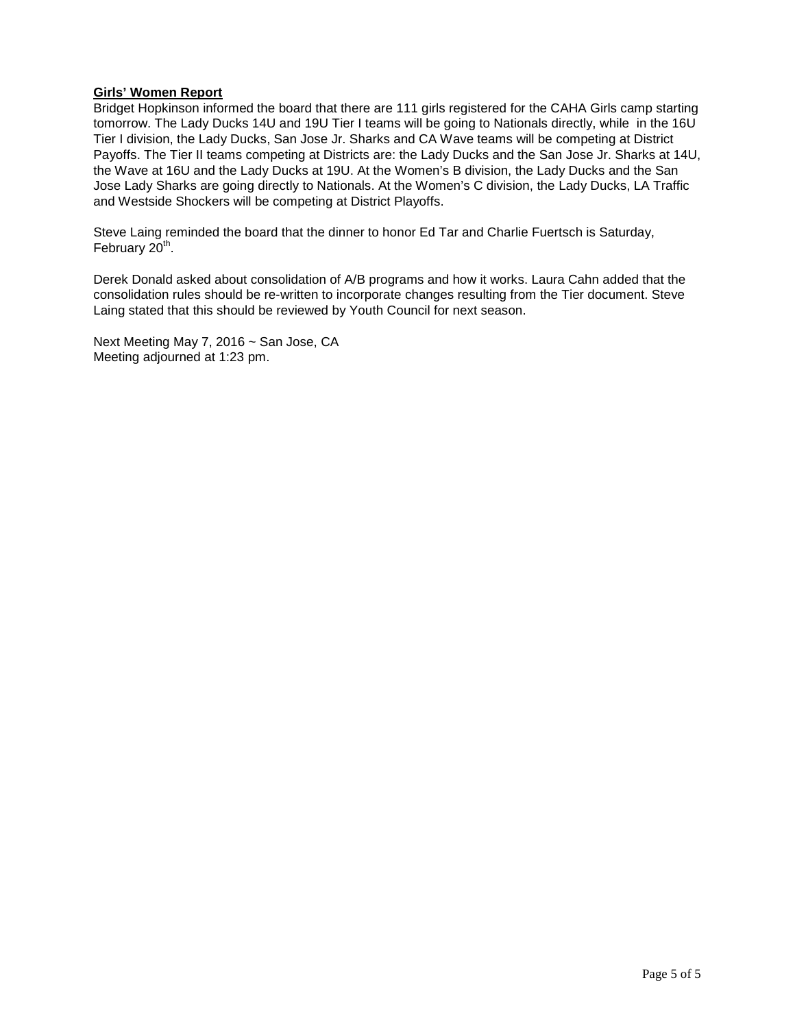**Girls' Women Report**

Bridget Hopkinson informed the board that there are 111 girls registered for the CAHA Girls camp starting tomorrow. The Lady Ducks 14U and 19U Tier I teams will be going to Nationals directly, while in the 16U Tier I division, the Lady Ducks, San Jose Jr. Sharks and CA Wave teams will be competing at District Payoffs. The Tier II teams competing at Districts are: the Lady Ducks and the San Jose Jr. Sharks at 14U, the Wave at 16U and the Lady Ducks at 19U. At the Women's B division, the Lady Ducks and the San Jose Lady Sharks are going directly to Nationals. At the Women's C division, the Lady Ducks, LA Traffic and Westside Shockers will be competing at District Playoffs.

Steve Laing reminded the board that the dinner to honor Ed Tar and Charlie Fuertsch is Saturday, February 20th.

Derek Donald asked about consolidation of A/B programs and how it works. Laura Cahn added that the consolidation rules should be re-written to incorporate changes resulting from the Tier document. Steve Laing stated that this should be reviewed by Youth Council for next season.

Next Meeting May 7, 2016 ~ San Jose, CA
Meeting adjourned at 1:23 pm.